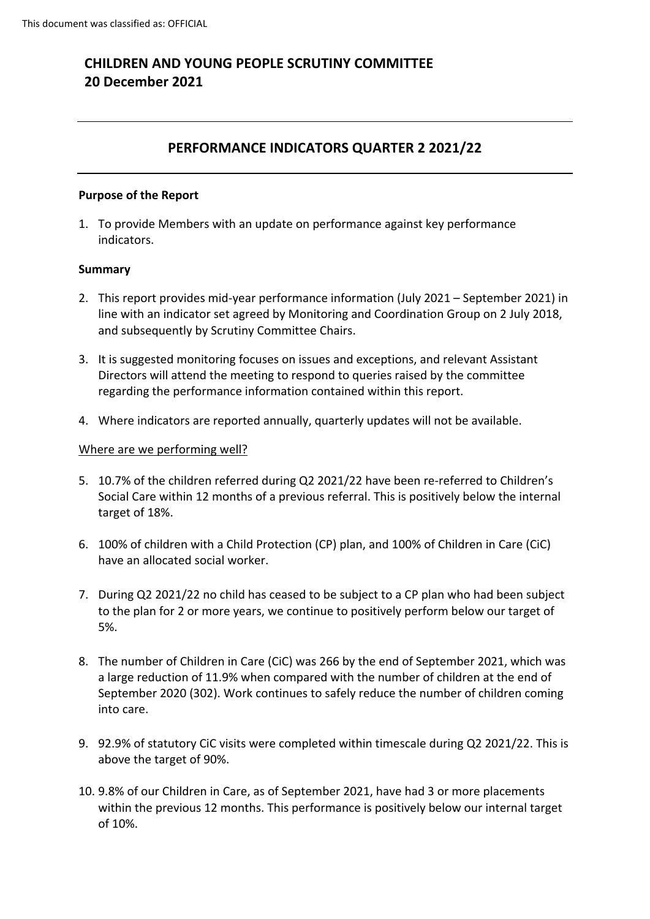# CHILDREN AND YOUNG PEOPLE SCRUTINY COMMITTEE
# 20 December 2021

## PERFORMANCE INDICATORS QUARTER 2 2021/22

### Purpose of the Report

1. To provide Members with an update on performance against key performance indicators.

### Summary

2. This report provides mid-year performance information (July 2021 – September 2021) in line with an indicator set agreed by Monitoring and Coordination Group on 2 July 2018, and subsequently by Scrutiny Committee Chairs.

3. It is suggested monitoring focuses on issues and exceptions, and relevant Assistant Directors will attend the meeting to respond to queries raised by the committee regarding the performance information contained within this report.

4. Where indicators are reported annually, quarterly updates will not be available.

<u>Where are we performing well?</u>

5. 10.7% of the children referred during Q2 2021/22 have been re-referred to Children's Social Care within 12 months of a previous referral. This is positively below the internal target of 18%.

6. 100% of children with a Child Protection (CP) plan, and 100% of Children in Care (CiC) have an allocated social worker.

7. During Q2 2021/22 no child has ceased to be subject to a CP plan who had been subject to the plan for 2 or more years, we continue to positively perform below our target of 5%.

8. The number of Children in Care (CiC) was 266 by the end of September 2021, which was a large reduction of 11.9% when compared with the number of children at the end of September 2020 (302). Work continues to safely reduce the number of children coming into care.

9. 92.9% of statutory CiC visits were completed within timescale during Q2 2021/22. This is above the target of 90%.

10. 9.8% of our Children in Care, as of September 2021, have had 3 or more placements within the previous 12 months. This performance is positively below our internal target of 10%.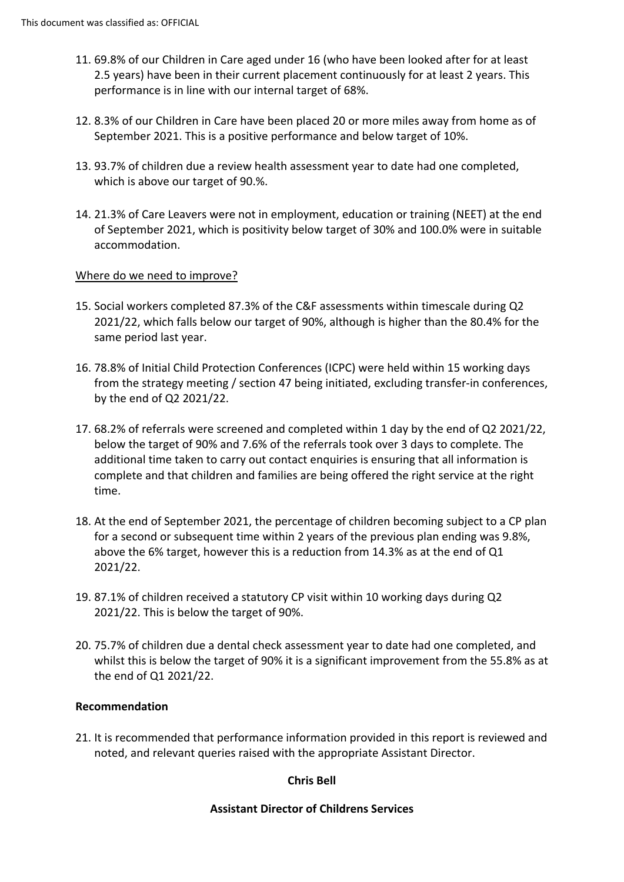11. 69.8% of our Children in Care aged under 16 (who have been looked after for at least 2.5 years) have been in their current placement continuously for at least 2 years. This performance is in line with our internal target of 68%.

12. 8.3% of our Children in Care have been placed 20 or more miles away from home as of September 2021. This is a positive performance and below target of 10%.

13. 93.7% of children due a review health assessment year to date had one completed, which is above our target of 90.%.

14. 21.3% of Care Leavers were not in employment, education or training (NEET) at the end of September 2021, which is positivity below target of 30% and 100.0% were in suitable accommodation.

<u>Where do we need to improve?</u>

15. Social workers completed 87.3% of the C&F assessments within timescale during Q2 2021/22, which falls below our target of 90%, although is higher than the 80.4% for the same period last year.

16. 78.8% of Initial Child Protection Conferences (ICPC) were held within 15 working days from the strategy meeting / section 47 being initiated, excluding transfer-in conferences, by the end of Q2 2021/22.

17. 68.2% of referrals were screened and completed within 1 day by the end of Q2 2021/22, below the target of 90% and 7.6% of the referrals took over 3 days to complete. The additional time taken to carry out contact enquiries is ensuring that all information is complete and that children and families are being offered the right service at the right time.

18. At the end of September 2021, the percentage of children becoming subject to a CP plan for a second or subsequent time within 2 years of the previous plan ending was 9.8%, above the 6% target, however this is a reduction from 14.3% as at the end of Q1 2021/22.

19. 87.1% of children received a statutory CP visit within 10 working days during Q2 2021/22. This is below the target of 90%.

20. 75.7% of children due a dental check assessment year to date had one completed, and whilst this is below the target of 90% it is a significant improvement from the 55.8% as at the end of Q1 2021/22.

**Recommendation**

21. It is recommended that performance information provided in this report is reviewed and noted, and relevant queries raised with the appropriate Assistant Director.

**Chris Bell**

**Assistant Director of Childrens Services**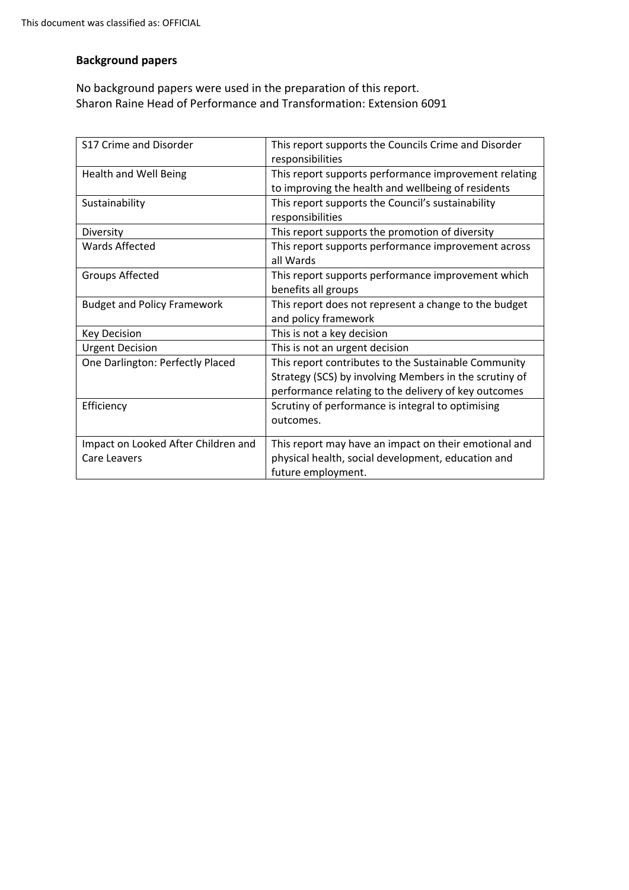**Background papers**

No background papers were used in the preparation of this report.
Sharon Raine Head of Performance and Transformation: Extension 6091

| | |
|---|---|
| S17 Crime and Disorder | This report supports the Councils Crime and Disorder responsibilities |
| Health and Well Being | This report supports performance improvement relating to improving the health and wellbeing of residents |
| Sustainability | This report supports the Council's sustainability responsibilities |
| Diversity | This report supports the promotion of diversity |
| Wards Affected | This report supports performance improvement across all Wards |
| Groups Affected | This report supports performance improvement which benefits all groups |
| Budget and Policy Framework | This report does not represent a change to the budget and policy framework |
| Key Decision | This is not a key decision |
| Urgent Decision | This is not an urgent decision |
| One Darlington: Perfectly Placed | This report contributes to the Sustainable Community Strategy (SCS) by involving Members in the scrutiny of performance relating to the delivery of key outcomes |
| Efficiency | Scrutiny of performance is integral to optimising outcomes. |
| Impact on Looked After Children and Care Leavers | This report may have an impact on their emotional and physical health, social development, education and future employment. |